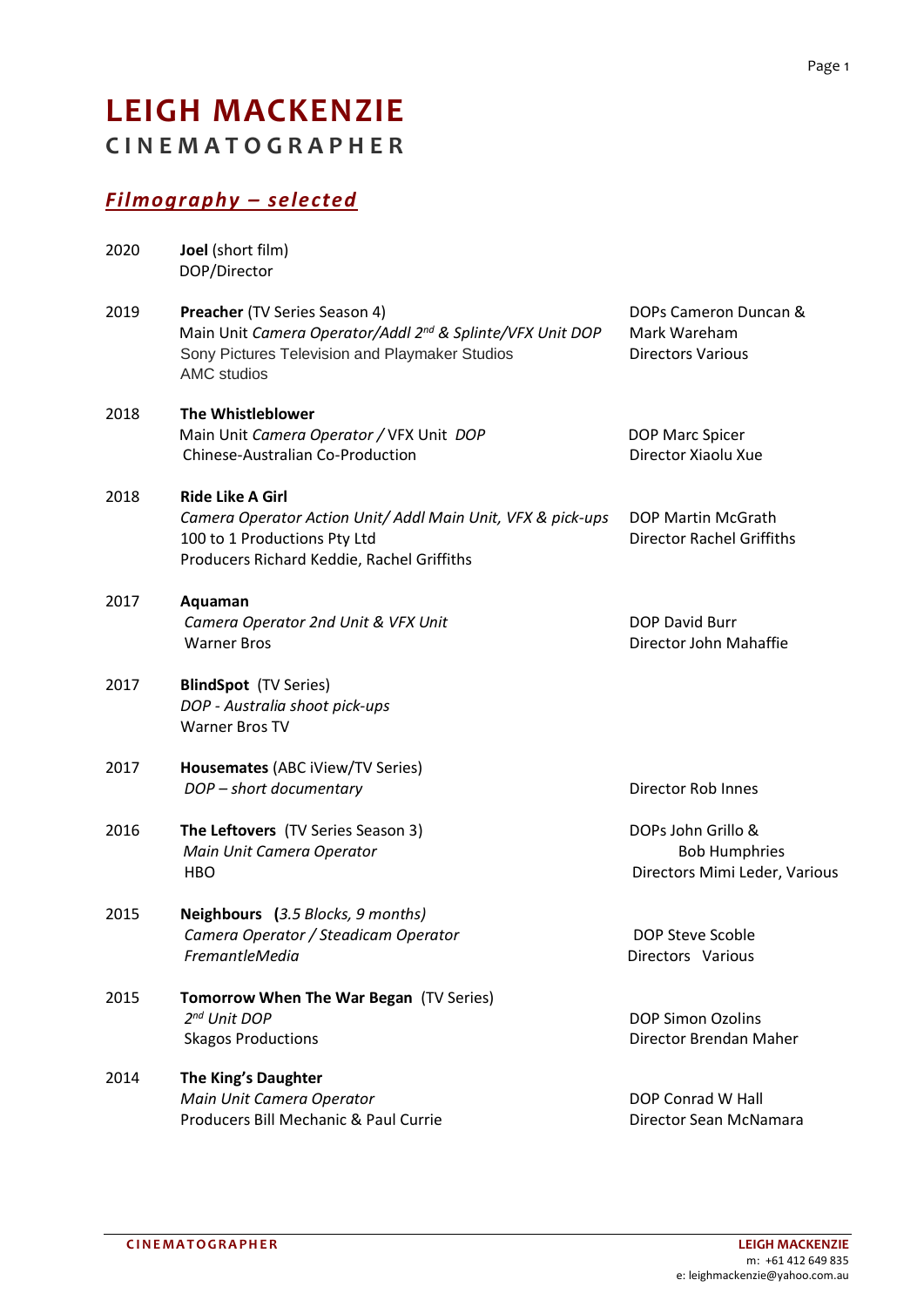# LEIGH MACKENZIE

## CINEMATOGRAPHER

### ***Filmography – selected***

| Year | Production | Crew |
|---|---|---|
| 2020 | **Joel** (short film)<br>DOP/Director | |
| 2019 | **Preacher** (TV Series Season 4)<br>Main Unit *Camera Operator/Addl 2nd & Splinte/VFX Unit DOP*<br>Sony Pictures Television and Playmaker Studios<br>AMC studios | DOPs Cameron Duncan & Mark Wareham<br>Directors Various |
| 2018 | **The Whistleblower**<br>Main Unit *Camera Operator* / VFX Unit *DOP*<br>Chinese-Australian Co-Production | DOP Marc Spicer<br>Director Xiaolu Xue |
| 2018 | **Ride Like A Girl**<br>*Camera Operator Action Unit/ Addl Main Unit, VFX & pick-ups*<br>100 to 1 Productions Pty Ltd<br>Producers Richard Keddie, Rachel Griffiths | DOP Martin McGrath<br>Director Rachel Griffiths |
| 2017 | **Aquaman**<br>*Camera Operator 2nd Unit & VFX Unit*<br>Warner Bros | DOP David Burr<br>Director John Mahaffie |
| 2017 | **BlindSpot** (TV Series)<br>*DOP - Australia shoot pick-ups*<br>Warner Bros TV | |
| 2017 | **Housemates** (ABC iView/TV Series)<br>*DOP – short documentary* | Director Rob Innes |
| 2016 | **The Leftovers** (TV Series Season 3)<br>*Main Unit Camera Operator*<br>HBO | DOPs John Grillo & Bob Humphries<br>Directors Mimi Leder, Various |
| 2015 | **Neighbours** **(***3.5 Blocks, 9 months)*<br>*Camera Operator / Steadicam Operator*<br>*FremantleMedia* | DOP Steve Scoble<br>Directors Various |
| 2015 | **Tomorrow When The War Began** (TV Series)<br>*2nd Unit DOP*<br>Skagos Productions | DOP Simon Ozolins<br>Director Brendan Maher |
| 2014 | **The King's Daughter**<br>*Main Unit Camera Operator*<br>Producers Bill Mechanic & Paul Currie | DOP Conrad W Hall<br>Director Sean McNamara |

**CINEMATOGRAPHER** — **LEIGH MACKENZIE**
m: +61 412 649 835
e: leighmackenzie@yahoo.com.au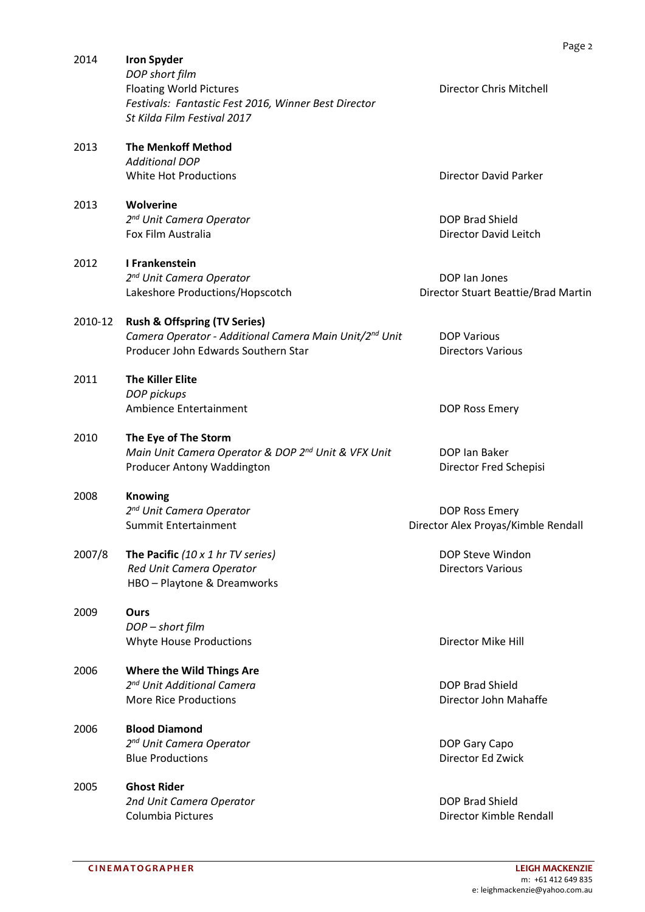| | | |
|---|---|---|
| 2014 | **Iron Spyder**<br>*DOP short film*<br>Floating World Pictures<br>*Festivals: Fantastic Fest 2016, Winner Best Director*<br>*St Kilda Film Festival 2017* | Director Chris Mitchell |
| 2013 | **The Menkoff Method**<br>*Additional DOP*<br>White Hot Productions | Director David Parker |
| 2013 | **Wolverine**<br>*2nd Unit Camera Operator*<br>Fox Film Australia | DOP Brad Shield<br>Director David Leitch |
| 2012 | **I Frankenstein**<br>*2nd Unit Camera Operator*<br>Lakeshore Productions/Hopscotch | DOP Ian Jones<br>Director Stuart Beattie/Brad Martin |
| 2010-12 | **Rush & Offspring (TV Series)**<br>*Camera Operator - Additional Camera Main Unit/2nd Unit*<br>Producer John Edwards Southern Star | DOP Various<br>Directors Various |
| 2011 | **The Killer Elite**<br>*DOP pickups*<br>Ambience Entertainment | DOP Ross Emery |
| 2010 | **The Eye of The Storm**<br>*Main Unit Camera Operator & DOP 2nd Unit & VFX Unit*<br>Producer Antony Waddington | DOP Ian Baker<br>Director Fred Schepisi |
| 2008 | **Knowing**<br>*2nd Unit Camera Operator*<br>Summit Entertainment | DOP Ross Emery<br>Director Alex Proyas/Kimble Rendall |
| 2007/8 | **The Pacific** *(10 x 1 hr TV series)*<br>*Red Unit Camera Operator*<br>HBO – Playtone & Dreamworks | DOP Steve Windon<br>Directors Various |
| 2009 | **Ours**<br>*DOP – short film*<br>Whyte House Productions | Director Mike Hill |
| 2006 | **Where the Wild Things Are**<br>*2nd Unit Additional Camera*<br>More Rice Productions | DOP Brad Shield<br>Director John Mahaffe |
| 2006 | **Blood Diamond**<br>*2nd Unit Camera Operator*<br>Blue Productions | DOP Gary Capo<br>Director Ed Zwick |
| 2005 | **Ghost Rider**<br>*2nd Unit Camera Operator*<br>Columbia Pictures | DOP Brad Shield<br>Director Kimble Rendall |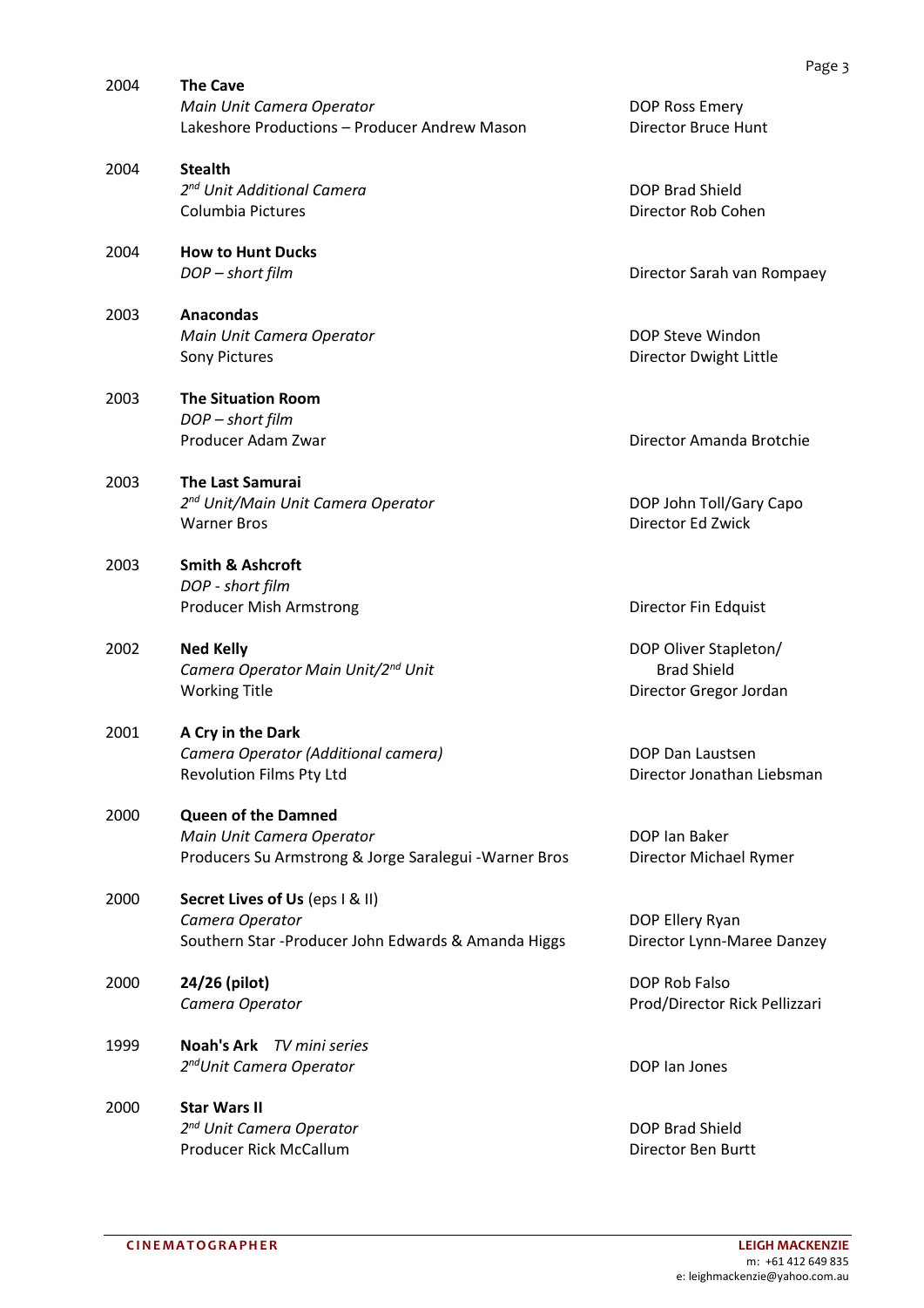| | | |
|---|---|---|
| 2004 | **The Cave**<br>*Main Unit Camera Operator*<br>Lakeshore Productions – Producer Andrew Mason | DOP Ross Emery<br>Director Bruce Hunt |
| 2004 | **Stealth**<br>*2nd Unit Additional Camera*<br>Columbia Pictures | DOP Brad Shield<br>Director Rob Cohen |
| 2004 | **How to Hunt Ducks**<br>*DOP – short film* | Director Sarah van Rompaey |
| 2003 | **Anacondas**<br>*Main Unit Camera Operator*<br>Sony Pictures | DOP Steve Windon<br>Director Dwight Little |
| 2003 | **The Situation Room**<br>*DOP – short film*<br>Producer Adam Zwar | Director Amanda Brotchie |
| 2003 | **The Last Samurai**<br>*2nd Unit/Main Unit Camera Operator*<br>Warner Bros | DOP John Toll/Gary Capo<br>Director Ed Zwick |
| 2003 | **Smith & Ashcroft**<br>*DOP - short film*<br>Producer Mish Armstrong | Director Fin Edquist |
| 2002 | **Ned Kelly**<br>*Camera Operator Main Unit/2nd Unit*<br>Working Title | DOP Oliver Stapleton/<br>Brad Shield<br>Director Gregor Jordan |
| 2001 | **A Cry in the Dark**<br>*Camera Operator (Additional camera)*<br>Revolution Films Pty Ltd | DOP Dan Laustsen<br>Director Jonathan Liebsman |
| 2000 | **Queen of the Damned**<br>*Main Unit Camera Operator*<br>Producers Su Armstrong & Jorge Saralegui -Warner Bros | DOP Ian Baker<br>Director Michael Rymer |
| 2000 | **Secret Lives of Us** (eps I & II)<br>*Camera Operator*<br>Southern Star -Producer John Edwards & Amanda Higgs | DOP Ellery Ryan<br>Director Lynn-Maree Danzey |
| 2000 | **24/26 (pilot)**<br>*Camera Operator* | DOP Rob Falso<br>Prod/Director Rick Pellizzari |
| 1999 | **Noah's Ark** *TV mini series*<br>*2ndUnit Camera Operator* | DOP Ian Jones |
| 2000 | **Star Wars II**<br>*2nd Unit Camera Operator*<br>Producer Rick McCallum | DOP Brad Shield<br>Director Ben Burtt |

**CINEMATOGRAPHER**

**LEIGH MACKENZIE**
m: +61 412 649 835
e: leighmackenzie@yahoo.com.au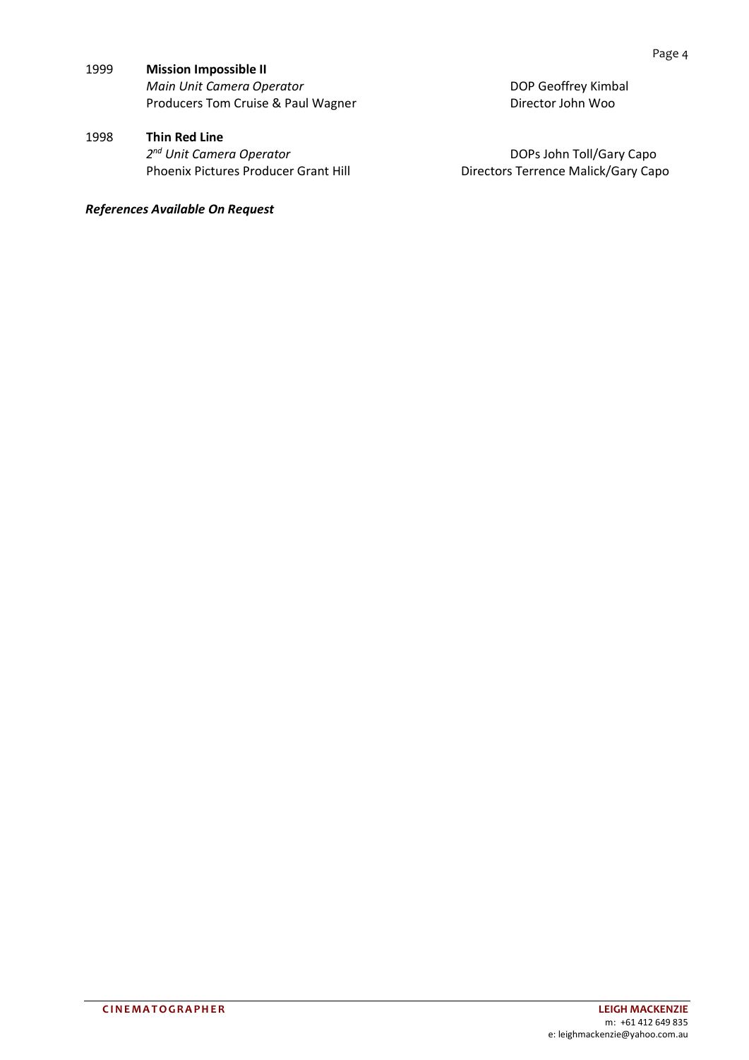1999 **Mission Impossible II**
*Main Unit Camera Operator* DOP Geoffrey Kimbal
Producers Tom Cruise & Paul Wagner Director John Woo

1998 **Thin Red Line**
*2nd Unit Camera Operator* DOPs John Toll/Gary Capo
Phoenix Pictures Producer Grant Hill Directors Terrence Malick/Gary Capo

***References Available On Request***